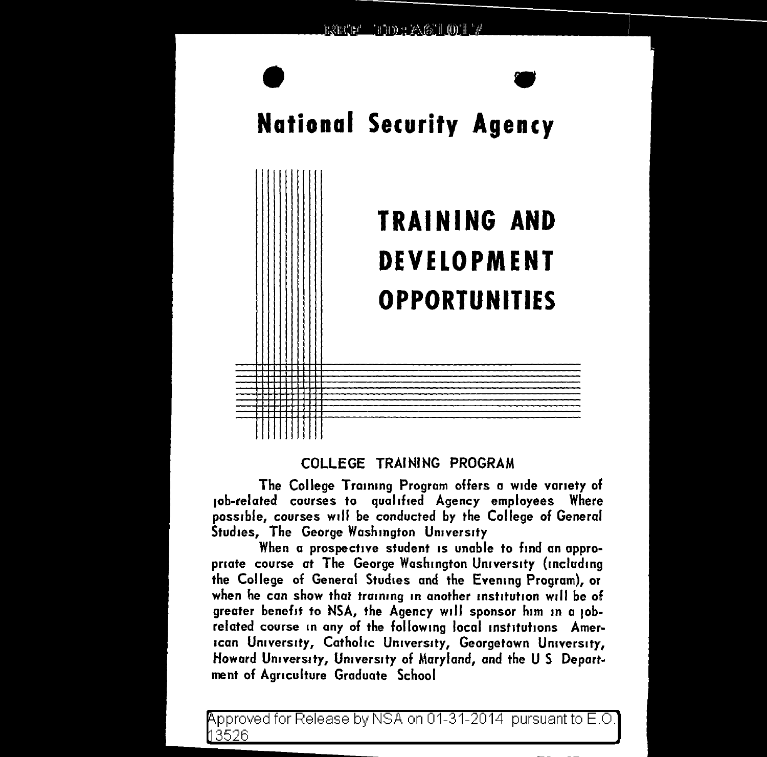# National Security Agency

## TRAINING AND DEVELOPMENT OPPORTUNITIES

### COLLEGE TRAINING PROGRAM

The College Training Program offers a wide variety of job-related courses to qualified Agency employees Where possible, courses will be conducted by the College of General Studies, The George Washington University

When a prospective student is unable to find an appropriate course at The George Washington University (including the College of General Studies and the Evening Program), or when he can show that training in another institution will be of greater benefit to NSA, the Agency will sponsor him in a job-related course in any of the following local institutions American University, Catholic University, Georgetown University, Howard University, University of Maryland, and the U S Department of Agriculture Graduate School

Approved for Release by NSA on 01-31-2014 pursuant to E.O. 13526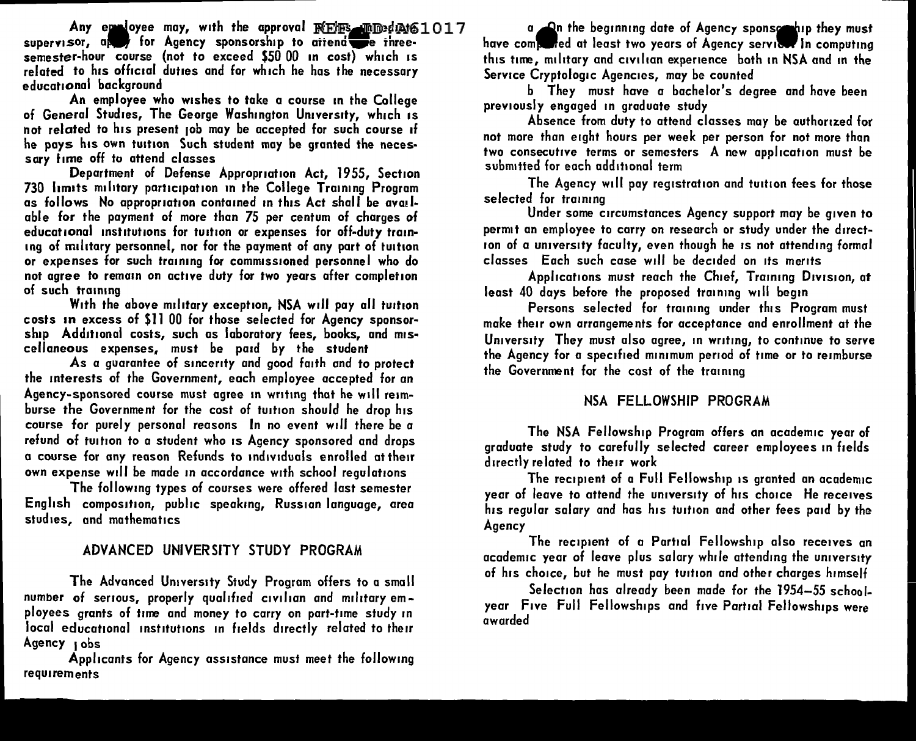Any employee may, with the approval of his immediate supervisor, apply for Agency sponsorship to attend one three-semester-hour course (not to exceed $50 00 in cost) which is related to his official duties and for which he has the necessary educational background

An employee who wishes to take a course in the College of General Studies, The George Washington University, which is not related to his present job may be accepted for such course if he pays his own tuition Such student may be granted the necessary time off to attend classes

Department of Defense Appropriation Act, 1955, Section 730 limits military participation in the College Training Program as follows No appropriation contained in this Act shall be available for the payment of more than 75 per centum of charges of educational institutions for tuition or expenses for off-duty training of military personnel, nor for the payment of any part of tuition or expenses for such training for commissioned personnel who do not agree to remain on active duty for two years after completion of such training

With the above military exception, NSA will pay all tuition costs in excess of $11 00 for those selected for Agency sponsorship Additional costs, such as laboratory fees, books, and miscellaneous expenses, must be paid by the student

As a guarantee of sincerity and good faith and to protect the interests of the Government, each employee accepted for an Agency-sponsored course must agree in writing that he will reimburse the Government for the cost of tuition should he drop his course for purely personal reasons In no event will there be a refund of tuition to a student who is Agency sponsored and drops a course for any reason Refunds to individuals enrolled at their own expense will be made in accordance with school regulations

The following types of courses were offered last semester English composition, public speaking, Russian language, area studies, and mathematics

## ADVANCED UNIVERSITY STUDY PROGRAM

The Advanced University Study Program offers to a small number of serious, properly qualified civilian and military employees grants of time and money to carry on part-time study in local educational institutions in fields directly related to their Agency jobs

Applicants for Agency assistance must meet the following requirements

a On the beginning date of Agency sponsorship they must have completed at least two years of Agency service In computing this time, military and civilian experience both in NSA and in the Service Cryptologic Agencies, may be counted

b They must have a bachelor's degree and have been previously engaged in graduate study

Absence from duty to attend classes may be authorized for not more than eight hours per week per person for not more than two consecutive terms or semesters A new application must be submitted for each additional term

The Agency will pay registration and tuition fees for those selected for training

Under some circumstances Agency support may be given to permit an employee to carry on research or study under the direction of a university faculty, even though he is not attending formal classes Each such case will be decided on its merits

Applications must reach the Chief, Training Division, at least 40 days before the proposed training will begin

Persons selected for training under this Program must make their own arrangements for acceptance and enrollment at the University They must also agree, in writing, to continue to serve the Agency for a specified minimum period of time or to reimburse the Government for the cost of the training

## NSA FELLOWSHIP PROGRAM

The NSA Fellowship Program offers an academic year of graduate study to carefully selected career employees in fields directly related to their work

The recipient of a Full Fellowship is granted an academic year of leave to attend the university of his choice He receives his regular salary and has his tuition and other fees paid by the Agency

The recipient of a Partial Fellowship also receives an academic year of leave plus salary while attending the university of his choice, but he must pay tuition and other charges himself

Selection has already been made for the 1954–55 school-year Five Full Fellowships and five Partial Fellowships were awarded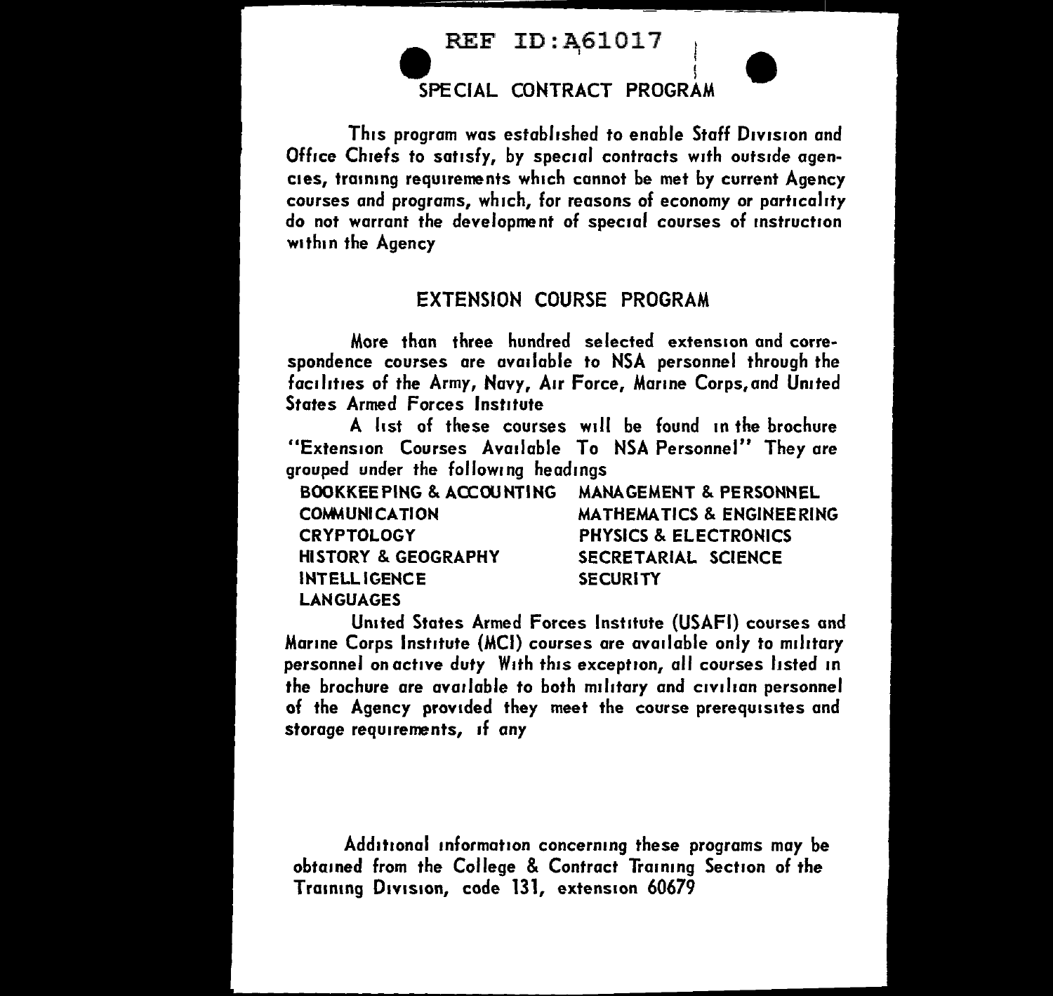REF ID:A61017

## SPECIAL CONTRACT PROGRAM

This program was established to enable Staff Division and Office Chiefs to satisfy, by special contracts with outside agencies, training requirements which cannot be met by current Agency courses and programs, which, for reasons of economy or particality do not warrant the development of special courses of instruction within the Agency

## EXTENSION COURSE PROGRAM

More than three hundred selected extension and correspondence courses are available to NSA personnel through the facilities of the Army, Navy, Air Force, Marine Corps, and United States Armed Forces Institute

A list of these courses will be found in the brochure "Extension Courses Available To NSA Personnel" They are grouped under the following headings

- BOOKKEEPING & ACCOUNTING
- COMMUNICATION
- CRYPTOLOGY
- HISTORY & GEOGRAPHY
- INTELLIGENCE
- LANGUAGES
- MANAGEMENT & PERSONNEL
- MATHEMATICS & ENGINEERING
- PHYSICS & ELECTRONICS
- SECRETARIAL SCIENCE
- SECURITY

United States Armed Forces Institute (USAFI) courses and Marine Corps Institute (MCI) courses are available only to military personnel on active duty With this exception, all courses listed in the brochure are available to both military and civilian personnel of the Agency provided they meet the course prerequisites and storage requirements, if any

Additional information concerning these programs may be obtained from the College & Contract Training Section of the Training Division, code 131, extension 60679